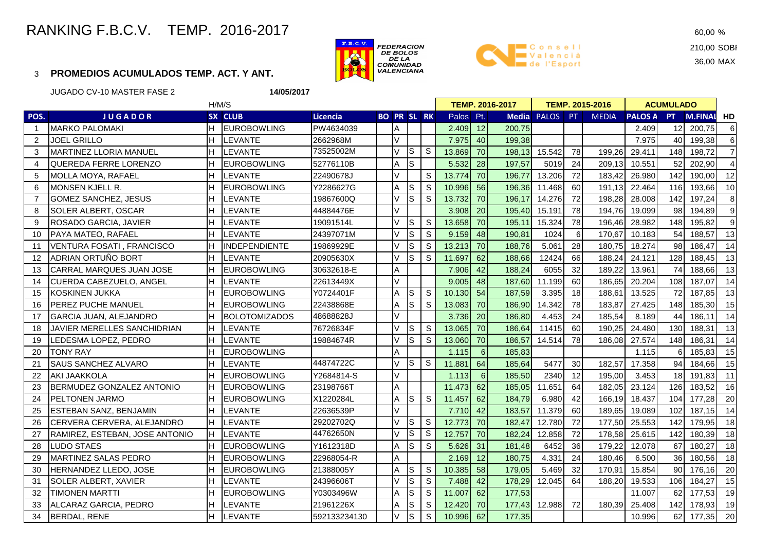# RANKING F.B.C.V. TEMP. 2016-2017

FEDERACION DE BOLOS DE LA COMUNIDAD VALENCIANA

Consell Valencià de l'Esport

60,00 %

210,00 SOBI

36,00 MAX

3 **PROMEDIOS ACUMULADOS TEMP. ACT. Y ANT.**

JUGADO CV-10 MASTER FASE 2 **14/05/2017**

| | | H/M/S | | | | | | | TEMP. 2016-2017 | | | TEMP. 2015-2016 | | | ACUMULADO | | | |
|---|---|---|---|---|---|---|---|---|---|---|---|---|---|---|---|---|---|---|
| POS. | JUGADOR | SX | CLUB | Licencia | BO | PR | SL | RK | Palos | Pt. | Media | PALOS | PT | MEDIA | PALOS A | PT | M.FINAL | HD |
| 1 | MARKO PALOMAKI | H | EUROBOWLING | PW4634039 | | A | | | 2.409 | 12 | 200,75 | | | | 2.409 | 12 | 200,75 | 6 |
| 2 | JOEL GRILLO | H | LEVANTE | 2662968M | | V | | | 7.975 | 40 | 199,38 | | | | 7.975 | 40 | 199,38 | 6 |
| 3 | MARTINEZ LLORIA MANUEL | H | LEVANTE | 73525002M | | V | S | S | 13.869 | 70 | 198,13 | 15.542 | 78 | 199,26 | 29.411 | 148 | 198,72 | 7 |
| 4 | QUEREDA FERRE LORENZO | H | EUROBOWLING | 52776110B | | A | S | | 5.532 | 28 | 197,57 | 5019 | 24 | 209,13 | 10.551 | 52 | 202,90 | 4 |
| 5 | MOLLA MOYA, RAFAEL | H | LEVANTE | 22490678J | | V | | S | 13.774 | 70 | 196,77 | 13.206 | 72 | 183,42 | 26.980 | 142 | 190,00 | 12 |
| 6 | MONSEN KJELL R. | H | EUROBOWLING | Y2286627G | | A | S | S | 10.996 | 56 | 196,36 | 11.468 | 60 | 191,13 | 22.464 | 116 | 193,66 | 10 |
| 7 | GOMEZ SANCHEZ, JESUS | H | LEVANTE | 19867600Q | | V | S | S | 13.732 | 70 | 196,17 | 14.276 | 72 | 198,28 | 28.008 | 142 | 197,24 | 8 |
| 8 | SOLER ALBERT, OSCAR | H | LEVANTE | 44884476E | | V | | | 3.908 | 20 | 195,40 | 15.191 | 78 | 194,76 | 19.099 | 98 | 194,89 | 9 |
| 9 | ROSADO GARCIA, JAVIER | H | LEVANTE | 19091514L | | V | S | S | 13.658 | 70 | 195,11 | 15.324 | 78 | 196,46 | 28.982 | 148 | 195,82 | 9 |
| 10 | PAYA MATEO, RAFAEL | H | LEVANTE | 24397071M | | V | S | S | 9.159 | 48 | 190,81 | 1024 | 6 | 170,67 | 10.183 | 54 | 188,57 | 13 |
| 11 | VENTURA FOSATI , FRANCISCO | H | INDEPENDIENTE | 19869929E | | V | S | S | 13.213 | 70 | 188,76 | 5.061 | 28 | 180,75 | 18.274 | 98 | 186,47 | 14 |
| 12 | ADRIAN ORTUÑO BORT | H | LEVANTE | 20905630X | | V | S | S | 11.697 | 62 | 188,66 | 12424 | 66 | 188,24 | 24.121 | 128 | 188,45 | 13 |
| 13 | CARRAL MARQUES JUAN JOSE | H | EUROBOWLING | 30632618-E | | A | | | 7.906 | 42 | 188,24 | 6055 | 32 | 189,22 | 13.961 | 74 | 188,66 | 13 |
| 14 | CUERDA CABEZUELO, ANGEL | H | LEVANTE | 22613449X | | V | | | 9.005 | 48 | 187,60 | 11.199 | 60 | 186,65 | 20.204 | 108 | 187,07 | 14 |
| 15 | KOSKINEN JUKKA | H | EUROBOWLING | Y0724401F | | A | S | S | 10.130 | 54 | 187,59 | 3.395 | 18 | 188,61 | 13.525 | 72 | 187,85 | 13 |
| 16 | PEREZ PUCHE MANUEL | H | EUROBOWLING | 22438868E | | A | S | S | 13.083 | 70 | 186,90 | 14.342 | 78 | 183,87 | 27.425 | 148 | 185,30 | 15 |
| 17 | GARCIA JUAN, ALEJANDRO | H | BOLOTOMIZADOS | 48688828J | | V | | | 3.736 | 20 | 186,80 | 4.453 | 24 | 185,54 | 8.189 | 44 | 186,11 | 14 |
| 18 | JAVIER MERELLES SANCHIDRIAN | H | LEVANTE | 76726834F | | V | S | S | 13.065 | 70 | 186,64 | 11415 | 60 | 190,25 | 24.480 | 130 | 188,31 | 13 |
| 19 | LEDESMA LOPEZ, PEDRO | H | LEVANTE | 19884674R | | V | S | S | 13.060 | 70 | 186,57 | 14.514 | 78 | 186,08 | 27.574 | 148 | 186,31 | 14 |
| 20 | TONY RAY | H | EUROBOWLING | | | A | | | 1.115 | 6 | 185,83 | | | | 1.115 | 6 | 185,83 | 15 |
| 21 | SAUS SANCHEZ ALVARO | H | LEVANTE | 44874722C | | V | S | S | 11.881 | 64 | 185,64 | 5477 | 30 | 182,57 | 17.358 | 94 | 184,66 | 15 |
| 22 | AKI JAAKKOLA | H | EUROBOWLING | Y2684814-S | | V | | | 1.113 | 6 | 185,50 | 2340 | 12 | 195,00 | 3.453 | 18 | 191,83 | 11 |
| 23 | BERMUDEZ GONZALEZ ANTONIO | H | EUROBOWLING | 23198766T | | A | | | 11.473 | 62 | 185,05 | 11.651 | 64 | 182,05 | 23.124 | 126 | 183,52 | 16 |
| 24 | PELTONEN JARMO | H | EUROBOWLING | X1220284L | | A | S | S | 11.457 | 62 | 184,79 | 6.980 | 42 | 166,19 | 18.437 | 104 | 177,28 | 20 |
| 25 | ESTEBAN SANZ, BENJAMIN | H | LEVANTE | 22636539P | | V | | | 7.710 | 42 | 183,57 | 11.379 | 60 | 189,65 | 19.089 | 102 | 187,15 | 14 |
| 26 | CERVERA CERVERA, ALEJANDRO | H | LEVANTE | 29202702Q | | V | S | S | 12.773 | 70 | 182,47 | 12.780 | 72 | 177,50 | 25.553 | 142 | 179,95 | 18 |
| 27 | RAMIREZ, ESTEBAN, JOSE ANTONIO | H | LEVANTE | 44762650N | | V | S | S | 12.757 | 70 | 182,24 | 12.858 | 72 | 178,58 | 25.615 | 142 | 180,39 | 18 |
| 28 | LUDO STAES | H | EUROBOWLING | Y1612318D | | A | S | S | 5.626 | 31 | 181,48 | 6452 | 36 | 179,22 | 12.078 | 67 | 180,27 | 18 |
| 29 | MARTINEZ SALAS PEDRO | H | EUROBOWLING | 22968054-R | | A | | | 2.169 | 12 | 180,75 | 4.331 | 24 | 180,46 | 6.500 | 36 | 180,56 | 18 |
| 30 | HERNANDEZ LLEDO, JOSE | H | EUROBOWLING | 21388005Y | | A | S | S | 10.385 | 58 | 179,05 | 5.469 | 32 | 170,91 | 15.854 | 90 | 176,16 | 20 |
| 31 | SOLER ALBERT, XAVIER | H | LEVANTE | 24396606T | | V | S | S | 7.488 | 42 | 178,29 | 12.045 | 64 | 188,20 | 19.533 | 106 | 184,27 | 15 |
| 32 | TIMONEN MARTTI | H | EUROBOWLING | Y0303496W | | A | S | S | 11.007 | 62 | 177,53 | | | | 11.007 | 62 | 177,53 | 19 |
| 33 | ALCARAZ GARCIA, PEDRO | H | LEVANTE | 21961226X | | A | S | S | 12.420 | 70 | 177,43 | 12.988 | 72 | 180,39 | 25.408 | 142 | 178,93 | 19 |
| 34 | BERDAL, RENE | H | LEVANTE | 592133234130 | | V | S | S | 10.996 | 62 | 177,35 | | | | 10.996 | 62 | 177,35 | 20 |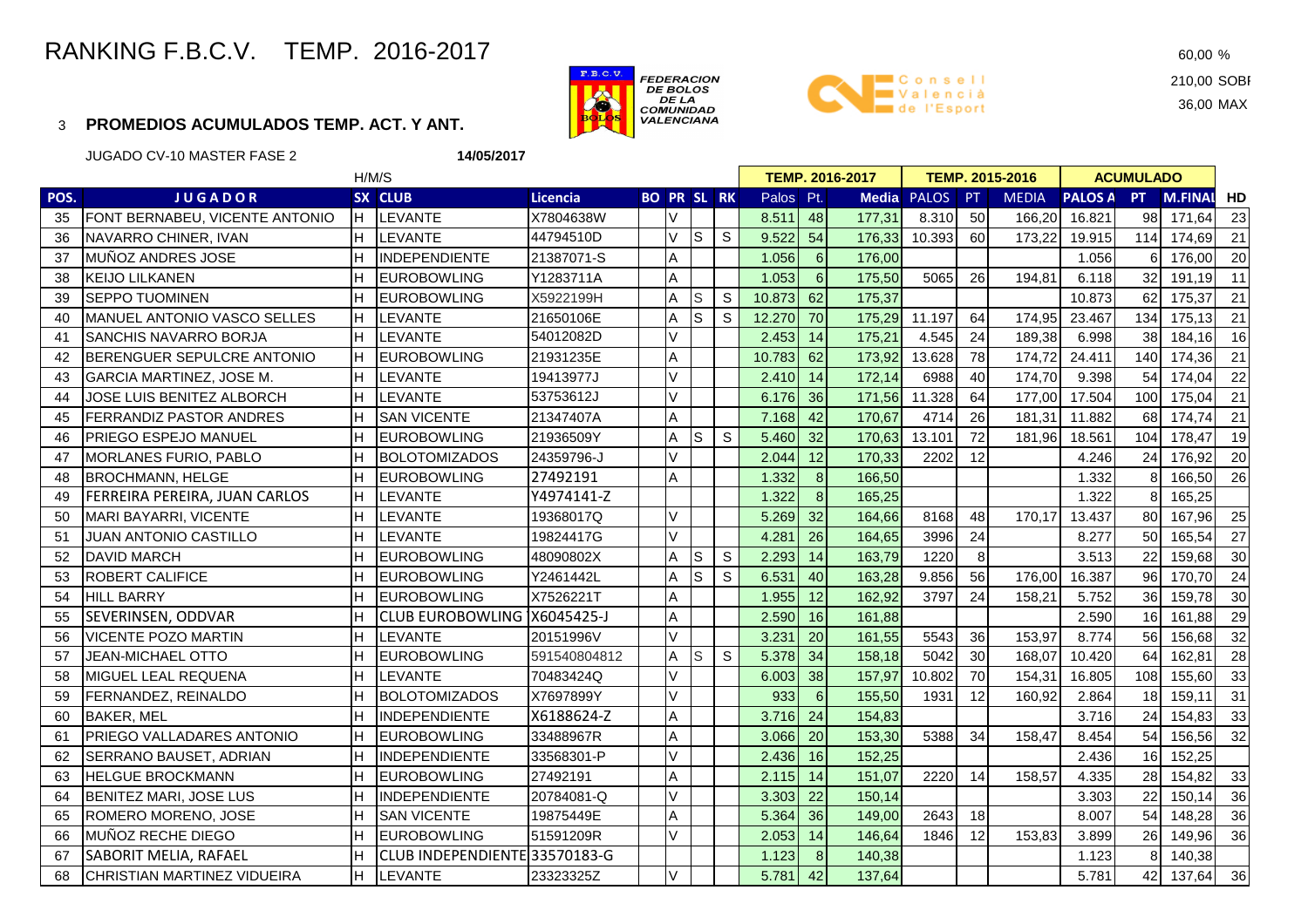# RANKING F.B.C.V. TEMP. 2016-2017

60,00 %
210,00 SOBI
36,00 MAX

3 **PROMEDIOS ACUMULADOS TEMP. ACT. Y ANT.**

JUGADO CV-10 MASTER FASE 2 **14/05/2017**

| | | H/M/S | | | | | | | TEMP. 2016-2017 | | | TEMP. 2015-2016 | | | ACUMULADO | | | |
|---|---|---|---|---|---|---|---|---|---|---|---|---|---|---|---|---|---|---|
| POS. | JUGADOR | SX | CLUB | Licencia | BO | PR | SL | RK | Palos | Pt. | Media | PALOS | PT | MEDIA | PALOS A | PT | M.FINAL | HD |
| 35 | FONT BERNABEU, VICENTE ANTONIO | H | LEVANTE | X7804638W | | V | | | 8.511 | 48 | 177,31 | 8.310 | 50 | 166,20 | 16.821 | 98 | 171,64 | 23 |
| 36 | NAVARRO CHINER, IVAN | H | LEVANTE | 44794510D | | V | S | S | 9.522 | 54 | 176,33 | 10.393 | 60 | 173,22 | 19.915 | 114 | 174,69 | 21 |
| 37 | MUÑOZ ANDRES JOSE | H | INDEPENDIENTE | 21387071-S | | A | | | 1.056 | 6 | 176,00 | | | | 1.056 | 6 | 176,00 | 20 |
| 38 | KEIJO LILKANEN | H | EUROBOWLING | Y1283711A | | A | | | 1.053 | 6 | 175,50 | 5065 | 26 | 194,81 | 6.118 | 32 | 191,19 | 11 |
| 39 | SEPPO TUOMINEN | H | EUROBOWLING | X5922199H | | A | S | S | 10.873 | 62 | 175,37 | | | | 10.873 | 62 | 175,37 | 21 |
| 40 | MANUEL ANTONIO VASCO SELLES | H | LEVANTE | 21650106E | | A | S | S | 12.270 | 70 | 175,29 | 11.197 | 64 | 174,95 | 23.467 | 134 | 175,13 | 21 |
| 41 | SANCHIS NAVARRO BORJA | H | LEVANTE | 54012082D | | V | | | 2.453 | 14 | 175,21 | 4.545 | 24 | 189,38 | 6.998 | 38 | 184,16 | 16 |
| 42 | BERENGUER SEPULCRE ANTONIO | H | EUROBOWLING | 21931235E | | A | | | 10.783 | 62 | 173,92 | 13.628 | 78 | 174,72 | 24.411 | 140 | 174,36 | 21 |
| 43 | GARCIA MARTINEZ, JOSE M. | H | LEVANTE | 19413977J | | V | | | 2.410 | 14 | 172,14 | 6988 | 40 | 174,70 | 9.398 | 54 | 174,04 | 22 |
| 44 | JOSE LUIS BENITEZ ALBORCH | H | LEVANTE | 53753612J | | V | | | 6.176 | 36 | 171,56 | 11.328 | 64 | 177,00 | 17.504 | 100 | 175,04 | 21 |
| 45 | FERRANDIZ PASTOR ANDRES | H | SAN VICENTE | 21347407A | | A | | | 7.168 | 42 | 170,67 | 4714 | 26 | 181,31 | 11.882 | 68 | 174,74 | 21 |
| 46 | PRIEGO ESPEJO MANUEL | H | EUROBOWLING | 21936509Y | | A | S | S | 5.460 | 32 | 170,63 | 13.101 | 72 | 181,96 | 18.561 | 104 | 178,47 | 19 |
| 47 | MORLANES FURIO, PABLO | H | BOLOTOMIZADOS | 24359796-J | | V | | | 2.044 | 12 | 170,33 | 2202 | 12 | | 4.246 | 24 | 176,92 | 20 |
| 48 | BROCHMANN, HELGE | H | EUROBOWLING | 27492191 | | A | | | 1.332 | 8 | 166,50 | | | | 1.332 | 8 | 166,50 | 26 |
| 49 | FERREIRA PEREIRA, JUAN CARLOS | H | LEVANTE | Y4974141-Z | | | | | 1.322 | 8 | 165,25 | | | | 1.322 | 8 | 165,25 | |
| 50 | MARI BAYARRI, VICENTE | H | LEVANTE | 19368017Q | | V | | | 5.269 | 32 | 164,66 | 8168 | 48 | 170,17 | 13.437 | 80 | 167,96 | 25 |
| 51 | JUAN ANTONIO CASTILLO | H | LEVANTE | 19824417G | | V | | | 4.281 | 26 | 164,65 | 3996 | 24 | | 8.277 | 50 | 165,54 | 27 |
| 52 | DAVID MARCH | H | EUROBOWLING | 48090802X | | A | S | S | 2.293 | 14 | 163,79 | 1220 | 8 | | 3.513 | 22 | 159,68 | 30 |
| 53 | ROBERT CALIFICE | H | EUROBOWLING | Y2461442L | | A | S | S | 6.531 | 40 | 163,28 | 9.856 | 56 | 176,00 | 16.387 | 96 | 170,70 | 24 |
| 54 | HILL BARRY | H | EUROBOWLING | X7526221T | | A | | | 1.955 | 12 | 162,92 | 3797 | 24 | 158,21 | 5.752 | 36 | 159,78 | 30 |
| 55 | SEVERINSEN, ODDVAR | H | CLUB EUROBOWLING | X6045425-J | | A | | | 2.590 | 16 | 161,88 | | | | 2.590 | 16 | 161,88 | 29 |
| 56 | VICENTE POZO MARTIN | H | LEVANTE | 20151996V | | V | | | 3.231 | 20 | 161,55 | 5543 | 36 | 153,97 | 8.774 | 56 | 156,68 | 32 |
| 57 | JEAN-MICHAEL OTTO | H | EUROBOWLING | 591540804812 | | A | S | S | 5.378 | 34 | 158,18 | 5042 | 30 | 168,07 | 10.420 | 64 | 162,81 | 28 |
| 58 | MIGUEL LEAL REQUENA | H | LEVANTE | 70483424Q | | V | | | 6.003 | 38 | 157,97 | 10.802 | 70 | 154,31 | 16.805 | 108 | 155,60 | 33 |
| 59 | FERNANDEZ, REINALDO | H | BOLOTOMIZADOS | X7697899Y | | V | | | 933 | 6 | 155,50 | 1931 | 12 | 160,92 | 2.864 | 18 | 159,11 | 31 |
| 60 | BAKER, MEL | H | INDEPENDIENTE | X6188624-Z | | A | | | 3.716 | 24 | 154,83 | | | | 3.716 | 24 | 154,83 | 33 |
| 61 | PRIEGO VALLADARES ANTONIO | H | EUROBOWLING | 33488967R | | A | | | 3.066 | 20 | 153,30 | 5388 | 34 | 158,47 | 8.454 | 54 | 156,56 | 32 |
| 62 | SERRANO BAUSET, ADRIAN | H | INDEPENDIENTE | 33568301-P | | V | | | 2.436 | 16 | 152,25 | | | | 2.436 | 16 | 152,25 | |
| 63 | HELGUE BROCKMANN | H | EUROBOWLING | 27492191 | | A | | | 2.115 | 14 | 151,07 | 2220 | 14 | 158,57 | 4.335 | 28 | 154,82 | 33 |
| 64 | BENITEZ MARI, JOSE LUS | H | INDEPENDIENTE | 20784081-Q | | V | | | 3.303 | 22 | 150,14 | | | | 3.303 | 22 | 150,14 | 36 |
| 65 | ROMERO MORENO, JOSE | H | SAN VICENTE | 19875449E | | A | | | 5.364 | 36 | 149,00 | 2643 | 18 | | 8.007 | 54 | 148,28 | 36 |
| 66 | MUÑOZ RECHE DIEGO | H | EUROBOWLING | 51591209R | | V | | | 2.053 | 14 | 146,64 | 1846 | 12 | 153,83 | 3.899 | 26 | 149,96 | 36 |
| 67 | SABORIT MELIA, RAFAEL | H | CLUB INDEPENDIENTE | 33570183-G | | | | | 1.123 | 8 | 140,38 | | | | 1.123 | 8 | 140,38 | |
| 68 | CHRISTIAN MARTINEZ VIDUEIRA | H | LEVANTE | 23323325Z | | V | | | 5.781 | 42 | 137,64 | | | | 5.781 | 42 | 137,64 | 36 |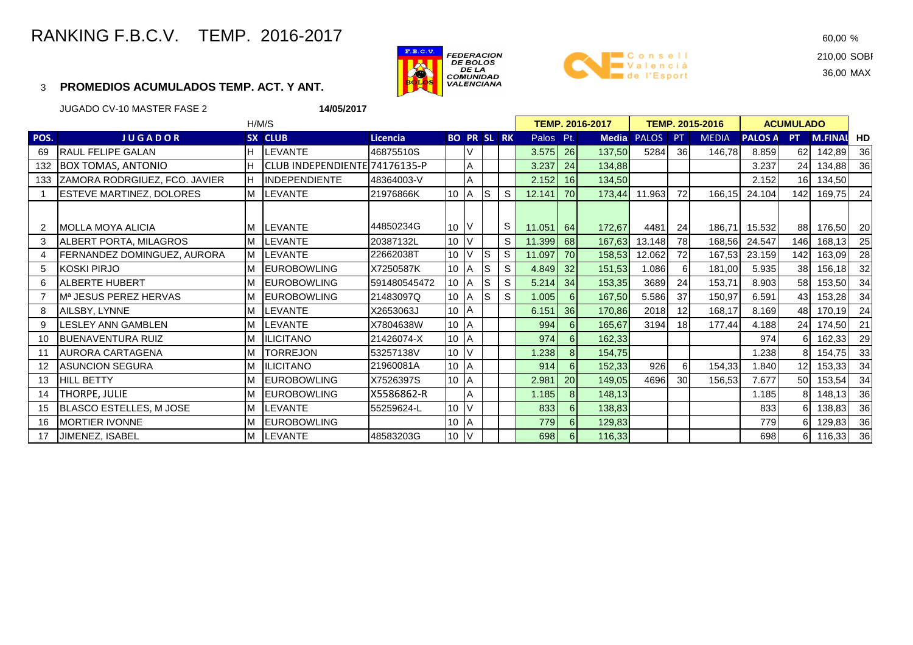# RANKING F.B.C.V. TEMP. 2016-2017

60,00 %
210,00 SOBI
36,00 MAX

FEDERACION DE BOLOS DE LA COMUNIDAD VALENCIANA

Consell Valencià de l'Esport

3 **PROMEDIOS ACUMULADOS TEMP. ACT. Y ANT.**

JUGADO CV-10 MASTER FASE 2 **14/05/2017**

H/M/S

| | | | | | | | | | TEMP. 2016-2017 | | | TEMP. 2015-2016 | | | ACUMULADO | | | |
|---|---|---|---|---|---|---|---|---|---|---|---|---|---|---|---|---|---|---|
| POS. | JUGADOR | SX | CLUB | Licencia | BO | PR | SL | RK | Palos | Pt. | Media | PALOS | PT | MEDIA | PALOS A | PT | M.FINAL | HD |
| 69 | RAUL FELIPE GALAN | H | LEVANTE | 46875510S | | V | | | 3.575 | 26 | 137,50 | 5284 | 36 | 146,78 | 8.859 | 62 | 142,89 | 36 |
| 132 | BOX TOMAS, ANTONIO | H | CLUB INDEPENDIENTE | 74176135-P | | A | | | 3.237 | 24 | 134,88 | | | | 3.237 | 24 | 134,88 | 36 |
| 133 | ZAMORA RODRGIUEZ, FCO. JAVIER | H | INDEPENDIENTE | 48364003-V | | A | | | 2.152 | 16 | 134,50 | | | | 2.152 | 16 | 134,50 | |
| 1 | ESTEVE MARTINEZ, DOLORES | M | LEVANTE | 21976866K | 10 | A | S | S | 12.141 | 70 | 173,44 | 11.963 | 72 | 166,15 | 24.104 | 142 | 169,75 | 24 |
| 2 | MOLLA MOYA ALICIA | M | LEVANTE | 44850234G | 10 | V | | S | 11.051 | 64 | 172,67 | 4481 | 24 | 186,71 | 15.532 | 88 | 176,50 | 20 |
| 3 | ALBERT PORTA, MILAGROS | M | LEVANTE | 20387132L | 10 | V | | S | 11.399 | 68 | 167,63 | 13.148 | 78 | 168,56 | 24.547 | 146 | 168,13 | 25 |
| 4 | FERNANDEZ DOMINGUEZ, AURORA | M | LEVANTE | 22662038T | 10 | V | S | S | 11.097 | 70 | 158,53 | 12.062 | 72 | 167,53 | 23.159 | 142 | 163,09 | 28 |
| 5 | KOSKI PIRJO | M | EUROBOWLING | X7250587K | 10 | A | S | S | 4.849 | 32 | 151,53 | 1.086 | 6 | 181,00 | 5.935 | 38 | 156,18 | 32 |
| 6 | ALBERTE HUBERT | M | EUROBOWLING | 591480545472 | 10 | A | S | S | 5.214 | 34 | 153,35 | 3689 | 24 | 153,71 | 8.903 | 58 | 153,50 | 34 |
| 7 | Mª JESUS PEREZ HERVAS | M | EUROBOWLING | 21483097Q | 10 | A | S | S | 1.005 | 6 | 167,50 | 5.586 | 37 | 150,97 | 6.591 | 43 | 153,28 | 34 |
| 8 | AILSBY, LYNNE | M | LEVANTE | X2653063J | 10 | A | | | 6.151 | 36 | 170,86 | 2018 | 12 | 168,17 | 8.169 | 48 | 170,19 | 24 |
| 9 | LESLEY ANN GAMBLEN | M | LEVANTE | X7804638W | 10 | A | | | 994 | 6 | 165,67 | 3194 | 18 | 177,44 | 4.188 | 24 | 174,50 | 21 |
| 10 | BUENAVENTURA RUIZ | M | ILICITANO | 21426074-X | 10 | A | | | 974 | 6 | 162,33 | | | | 974 | 6 | 162,33 | 29 |
| 11 | AURORA CARTAGENA | M | TORREJON | 53257138V | 10 | V | | | 1.238 | 8 | 154,75 | | | | 1.238 | 8 | 154,75 | 33 |
| 12 | ASUNCION SEGURA | M | ILICITANO | 21960081A | 10 | A | | | 914 | 6 | 152,33 | 926 | 6 | 154,33 | 1.840 | 12 | 153,33 | 34 |
| 13 | HILL BETTY | M | EUROBOWLING | X7526397S | 10 | A | | | 2.981 | 20 | 149,05 | 4696 | 30 | 156,53 | 7.677 | 50 | 153,54 | 34 |
| 14 | THORPE, JULIE | M | EUROBOWLING | X5586862-R | | A | | | 1.185 | 8 | 148,13 | | | | 1.185 | 8 | 148,13 | 36 |
| 15 | BLASCO ESTELLES, M JOSE | M | LEVANTE | 55259624-L | 10 | V | | | 833 | 6 | 138,83 | | | | 833 | 6 | 138,83 | 36 |
| 16 | MORTIER IVONNE | M | EUROBOWLING | | 10 | A | | | 779 | 6 | 129,83 | | | | 779 | 6 | 129,83 | 36 |
| 17 | JIMENEZ, ISABEL | M | LEVANTE | 48583203G | 10 | V | | | 698 | 6 | 116,33 | | | | 698 | 6 | 116,33 | 36 |